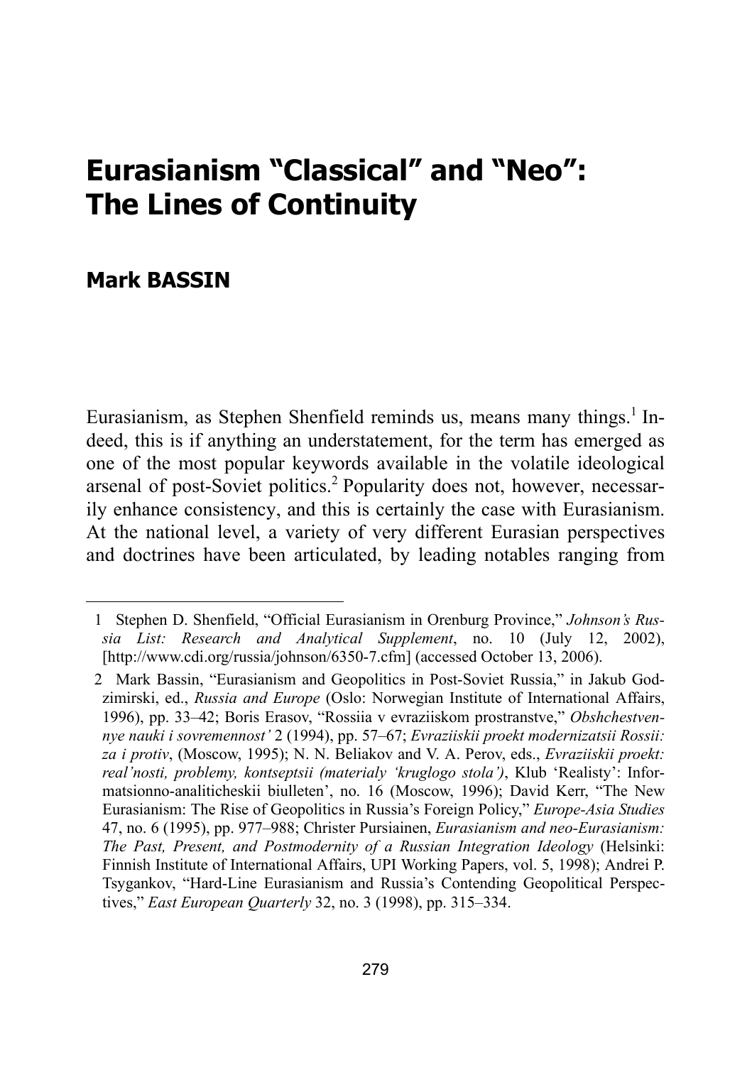# Eurasianism "Classical" and "Neo": The Lines of Continuity

## Mark BASSIN

Eurasianism, as Stephen Shenfield reminds us, means many things.[1] Indeed, this is if anything an understatement, for the term has emerged as one of the most popular keywords available in the volatile ideological arsenal of post-Soviet politics.[2] Popularity does not, however, necessarily enhance consistency, and this is certainly the case with Eurasianism. At the national level, a variety of very different Eurasian perspectives and doctrines have been articulated, by leading notables ranging from

---

1 Stephen D. Shenfield, "Official Eurasianism in Orenburg Province," *Johnson's Russia List: Research and Analytical Supplement*, no. 10 (July 12, 2002), [http://www.cdi.org/russia/johnson/6350-7.cfm] (accessed October 13, 2006).

2 Mark Bassin, "Eurasianism and Geopolitics in Post-Soviet Russia," in Jakub Godzimirski, ed., *Russia and Europe* (Oslo: Norwegian Institute of International Affairs, 1996), pp. 33–42; Boris Erasov, "Rossiia v evraziiskom prostranstve," *Obshchestvennye nauki i sovremennost'* 2 (1994), pp. 57–67; *Evraziiskii proekt modernizatsii Rossii: za i protiv*, (Moscow, 1995); N. N. Beliakov and V. A. Perov, eds., *Evraziiskii proekt: real'nosti, problemy, kontseptsii (materialy 'kruglogo stola')*, Klub 'Realisty': Informatsionno-analiticheskii biulleten', no. 16 (Moscow, 1996); David Kerr, "The New Eurasianism: The Rise of Geopolitics in Russia's Foreign Policy," *Europe-Asia Studies* 47, no. 6 (1995), pp. 977–988; Christer Pursiainen, *Eurasianism and neo-Eurasianism: The Past, Present, and Postmodernity of a Russian Integration Ideology* (Helsinki: Finnish Institute of International Affairs, UPI Working Papers, vol. 5, 1998); Andrei P. Tsygankov, "Hard-Line Eurasianism and Russia's Contending Geopolitical Perspectives," *East European Quarterly* 32, no. 3 (1998), pp. 315–334.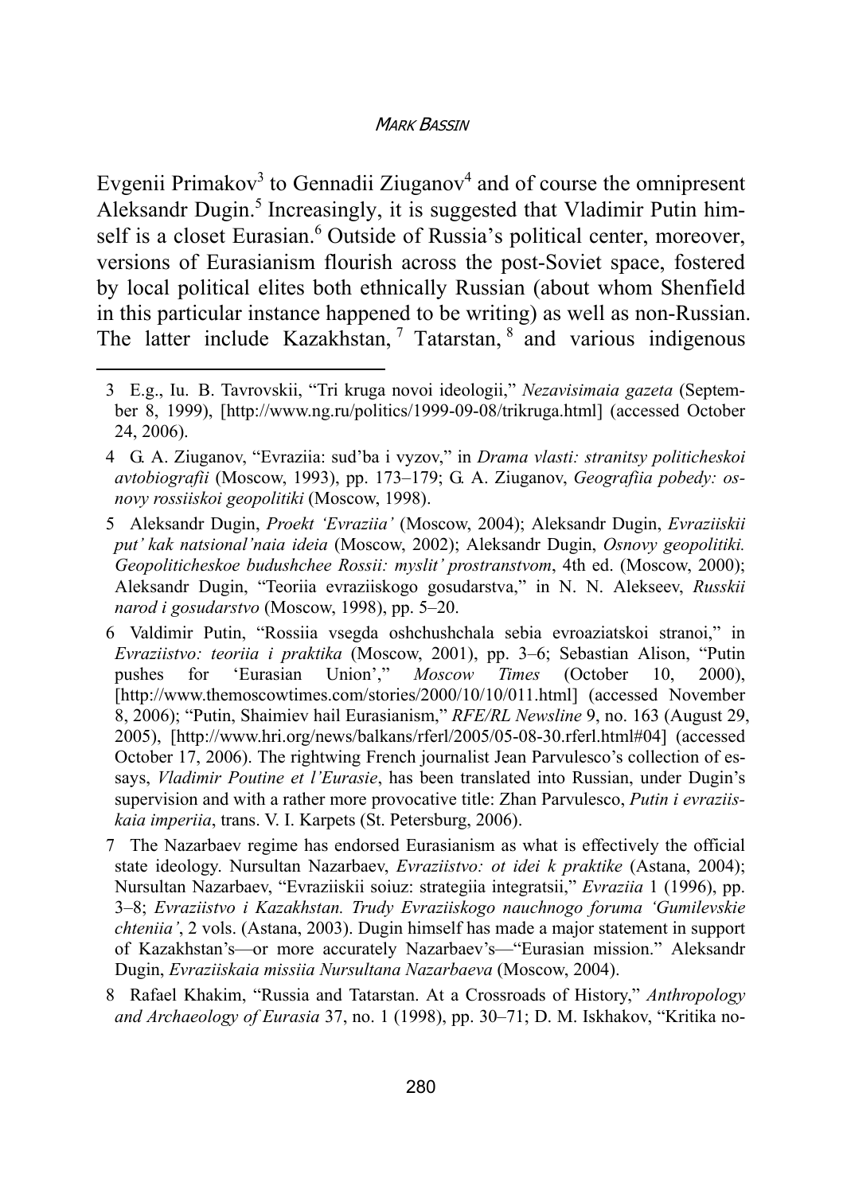Evgenii Primakov[3] to Gennadii Ziuganov[4] and of course the omnipresent Aleksandr Dugin.[5] Increasingly, it is suggested that Vladimir Putin himself is a closet Eurasian.[6] Outside of Russia's political center, moreover, versions of Eurasianism flourish across the post-Soviet space, fostered by local political elites both ethnically Russian (about whom Shenfield in this particular instance happened to be writing) as well as non-Russian. The latter include Kazakhstan,[7] Tatarstan,[8] and various indigenous

---

3 E.g., Iu. B. Tavrovskii, "Tri kruga novoi ideologii," *Nezavisimaia gazeta* (September 8, 1999), [http://www.ng.ru/politics/1999-09-08/trikruga.html] (accessed October 24, 2006).

4 G. A. Ziuganov, "Evraziia: sud'ba i vyzov," in *Drama vlasti: stranitsy politicheskoi avtobiografii* (Moscow, 1993), pp. 173–179; G. A. Ziuganov, *Geografiia pobedy: osnovy rossiiskoi geopolitiki* (Moscow, 1998).

5 Aleksandr Dugin, *Proekt 'Evraziia'* (Moscow, 2004); Aleksandr Dugin, *Evraziiskii put' kak natsional'naia ideia* (Moscow, 2002); Aleksandr Dugin, *Osnovy geopolitiki. Geopoliticheskoe budushchee Rossii: myslit' prostranstvom*, 4th ed. (Moscow, 2000); Aleksandr Dugin, "Teoriia evraziiskogo gosudarstva," in N. N. Alekseev, *Russkii narod i gosudarstvo* (Moscow, 1998), pp. 5–20.

6 Valdimir Putin, "Rossiia vsegda oshchushchala sebia evroaziatskoi stranoi," in *Evraziistvo: teoriia i praktika* (Moscow, 2001), pp. 3–6; Sebastian Alison, "Putin pushes for 'Eurasian Union'," *Moscow Times* (October 10, 2000), [http://www.themoscowtimes.com/stories/2000/10/10/011.html] (accessed November 8, 2006); "Putin, Shaimiev hail Eurasianism," *RFE/RL Newsline* 9, no. 163 (August 29, 2005), [http://www.hri.org/news/balkans/rferl/2005/05-08-30.rferl.html#04] (accessed October 17, 2006). The rightwing French journalist Jean Parvulesco's collection of essays, *Vladimir Poutine et l'Eurasie*, has been translated into Russian, under Dugin's supervision and with a rather more provocative title: Zhan Parvulesco, *Putin i evraziiskaia imperiia*, trans. V. I. Karpets (St. Petersburg, 2006).

7 The Nazarbaev regime has endorsed Eurasianism as what is effectively the official state ideology. Nursultan Nazarbaev, *Evraziistvo: ot idei k praktike* (Astana, 2004); Nursultan Nazarbaev, "Evraziiskii soiuz: strategiia integratsii," *Evraziia* 1 (1996), pp. 3–8; *Evraziistvo i Kazakhstan. Trudy Evraziiskogo nauchnogo foruma 'Gumilevskie chteniia'*, 2 vols. (Astana, 2003). Dugin himself has made a major statement in support of Kazakhstan's—or more accurately Nazarbaev's—"Eurasian mission." Aleksandr Dugin, *Evraziiskaia missiia Nursultana Nazarbaeva* (Moscow, 2004).

8 Rafael Khakim, "Russia and Tatarstan. At a Crossroads of History," *Anthropology and Archaeology of Eurasia* 37, no. 1 (1998), pp. 30–71; D. M. Iskhakov, "Kritika no-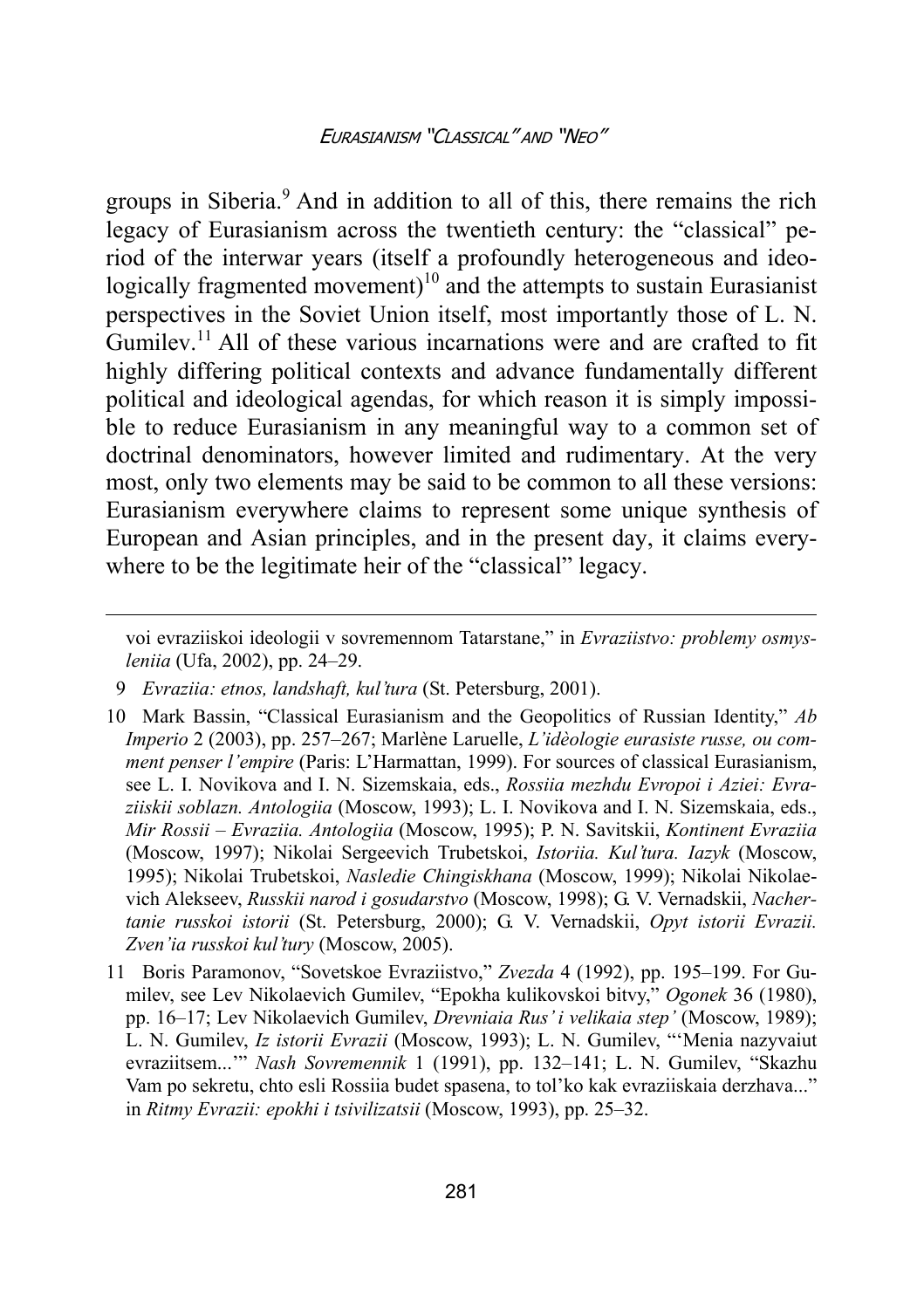groups in Siberia.[9] And in addition to all of this, there remains the rich legacy of Eurasianism across the twentieth century: the "classical" period of the interwar years (itself a profoundly heterogeneous and ideologically fragmented movement)[10] and the attempts to sustain Eurasianist perspectives in the Soviet Union itself, most importantly those of L. N. Gumilev.[11] All of these various incarnations were and are crafted to fit highly differing political contexts and advance fundamentally different political and ideological agendas, for which reason it is simply impossible to reduce Eurasianism in any meaningful way to a common set of doctrinal denominators, however limited and rudimentary. At the very most, only two elements may be said to be common to all these versions: Eurasianism everywhere claims to represent some unique synthesis of European and Asian principles, and in the present day, it claims everywhere to be the legitimate heir of the "classical" legacy.

---

voi evraziiskoi ideologii v sovremennom Tatarstane," in *Evraziistvo: problemy osmysleniia* (Ufa, 2002), pp. 24–29.

9 *Evraziia: etnos, landshaft, kul'tura* (St. Petersburg, 2001).

10 Mark Bassin, "Classical Eurasianism and the Geopolitics of Russian Identity," *Ab Imperio* 2 (2003), pp. 257–267; Marlène Laruelle, *L'idèologie eurasiste russe, ou comment penser l'empire* (Paris: L'Harmattan, 1999). For sources of classical Eurasianism, see L. I. Novikova and I. N. Sizemskaia, eds., *Rossiia mezhdu Evropoi i Aziei: Evraziiskii soblazn. Antologiia* (Moscow, 1993); L. I. Novikova and I. N. Sizemskaia, eds., *Mir Rossii – Evraziia. Antologiia* (Moscow, 1995); P. N. Savitskii, *Kontinent Evraziia* (Moscow, 1997); Nikolai Sergeevich Trubetskoi, *Istoriia. Kul'tura. Iazyk* (Moscow, 1995); Nikolai Trubetskoi, *Nasledie Chingiskhana* (Moscow, 1999); Nikolai Nikolaevich Alekseev, *Russkii narod i gosudarstvo* (Moscow, 1998); G. V. Vernadskii, *Nachertanie russkoi istorii* (St. Petersburg, 2000); G. V. Vernadskii, *Opyt istorii Evrazii. Zven'ia russkoi kul'tury* (Moscow, 2005).

11 Boris Paramonov, "Sovetskoe Evraziistvo," *Zvezda* 4 (1992), pp. 195–199. For Gumilev, see Lev Nikolaevich Gumilev, "Epokha kulikovskoi bitvy," *Ogonek* 36 (1980), pp. 16–17; Lev Nikolaevich Gumilev, *Drevniaia Rus' i velikaia step'* (Moscow, 1989); L. N. Gumilev, *Iz istorii Evrazii* (Moscow, 1993); L. N. Gumilev, "'Menia nazyvaiut evraziitsem...'" *Nash Sovremennik* 1 (1991), pp. 132–141; L. N. Gumilev, "Skazhu Vam po sekretu, chto esli Rossiia budet spasena, to tol'ko kak evraziiskaia derzhava..." in *Ritmy Evrazii: epokhi i tsivilizatsii* (Moscow, 1993), pp. 25–32.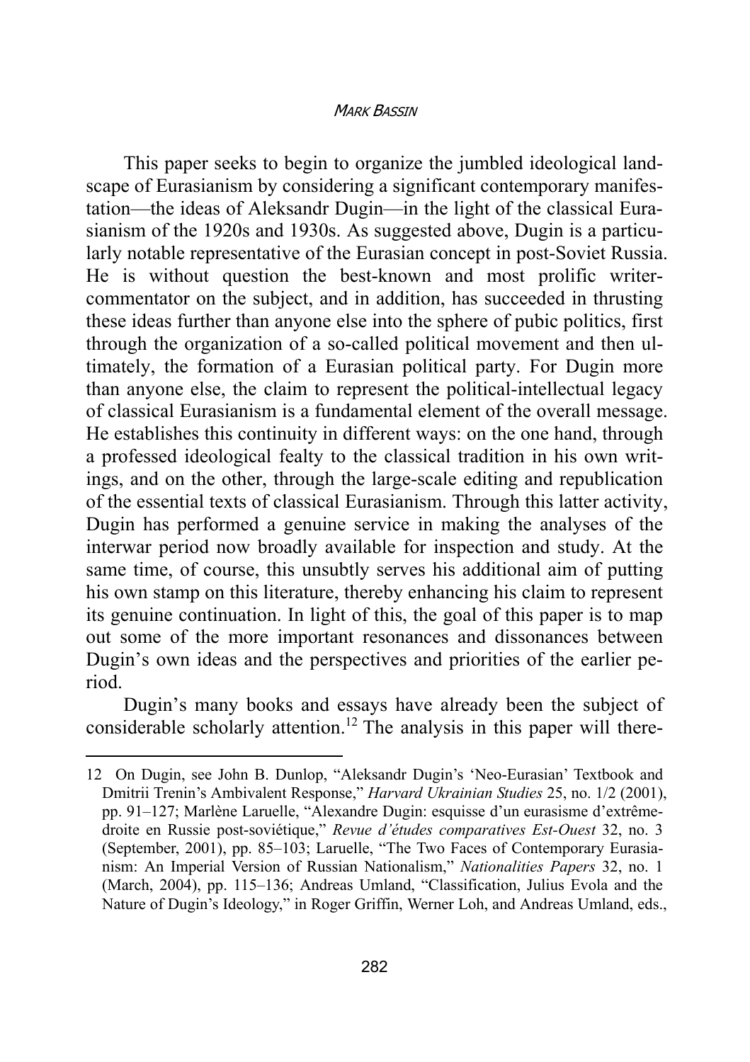This paper seeks to begin to organize the jumbled ideological landscape of Eurasianism by considering a significant contemporary manifestation—the ideas of Aleksandr Dugin—in the light of the classical Eurasianism of the 1920s and 1930s. As suggested above, Dugin is a particularly notable representative of the Eurasian concept in post-Soviet Russia. He is without question the best-known and most prolific writer-commentator on the subject, and in addition, has succeeded in thrusting these ideas further than anyone else into the sphere of pubic politics, first through the organization of a so-called political movement and then ultimately, the formation of a Eurasian political party. For Dugin more than anyone else, the claim to represent the political-intellectual legacy of classical Eurasianism is a fundamental element of the overall message. He establishes this continuity in different ways: on the one hand, through a professed ideological fealty to the classical tradition in his own writings, and on the other, through the large-scale editing and republication of the essential texts of classical Eurasianism. Through this latter activity, Dugin has performed a genuine service in making the analyses of the interwar period now broadly available for inspection and study. At the same time, of course, this unsubtly serves his additional aim of putting his own stamp on this literature, thereby enhancing his claim to represent its genuine continuation. In light of this, the goal of this paper is to map out some of the more important resonances and dissonances between Dugin's own ideas and the perspectives and priorities of the earlier period.

Dugin's many books and essays have already been the subject of considerable scholarly attention.[12] The analysis in this paper will there-

---

12 On Dugin, see John B. Dunlop, "Aleksandr Dugin's 'Neo-Eurasian' Textbook and Dmitrii Trenin's Ambivalent Response," *Harvard Ukrainian Studies* 25, no. 1/2 (2001), pp. 91–127; Marlène Laruelle, "Alexandre Dugin: esquisse d'un eurasisme d'extrême-droite en Russie post-soviétique," *Revue d'études comparatives Est-Ouest* 32, no. 3 (September, 2001), pp. 85–103; Laruelle, "The Two Faces of Contemporary Eurasianism: An Imperial Version of Russian Nationalism," *Nationalities Papers* 32, no. 1 (March, 2004), pp. 115–136; Andreas Umland, "Classification, Julius Evola and the Nature of Dugin's Ideology," in Roger Griffin, Werner Loh, and Andreas Umland, eds.,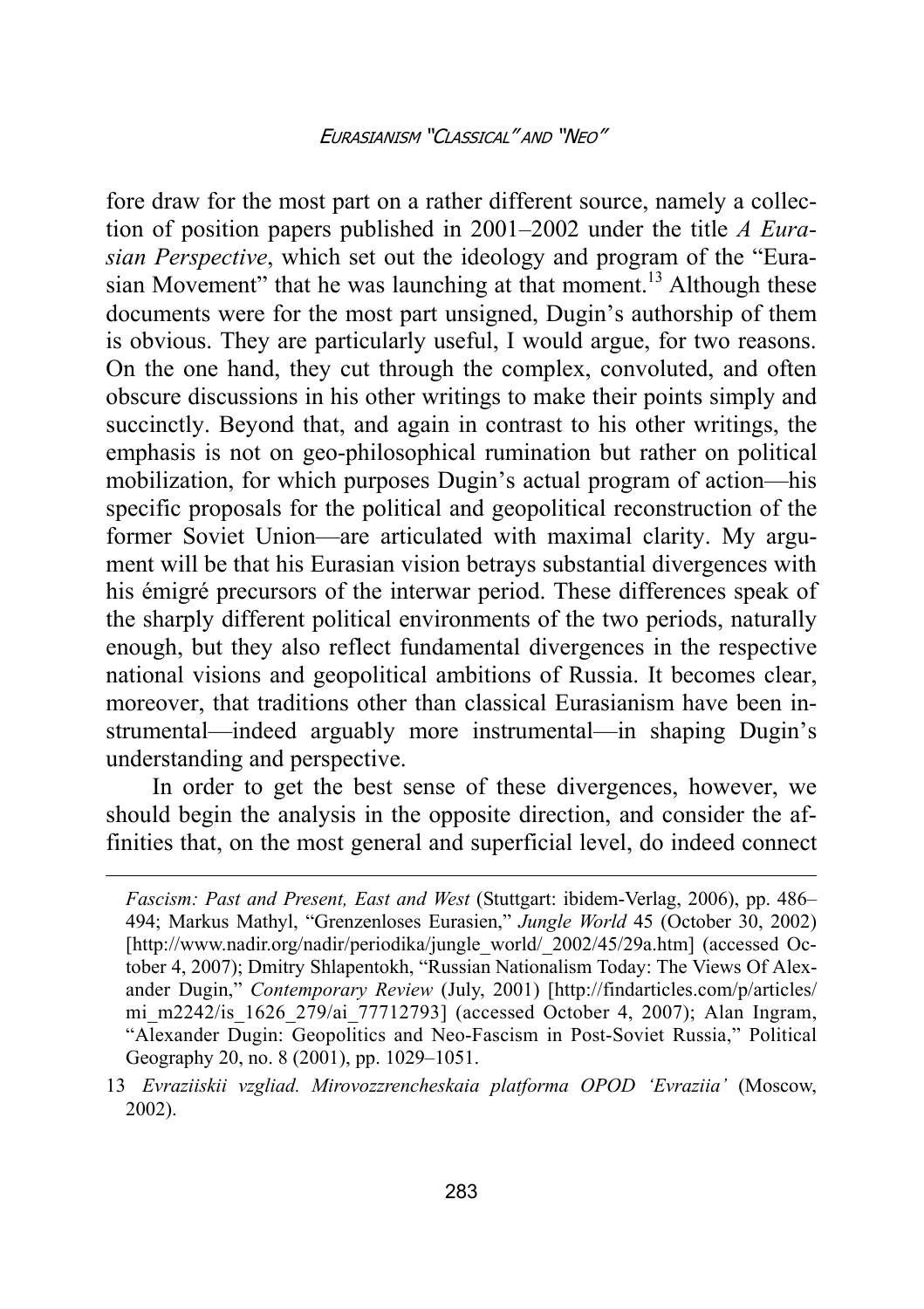fore draw for the most part on a rather different source, namely a collection of position papers published in 2001–2002 under the title *A Eurasian Perspective*, which set out the ideology and program of the "Eurasian Movement" that he was launching at that moment.[13] Although these documents were for the most part unsigned, Dugin's authorship of them is obvious. They are particularly useful, I would argue, for two reasons. On the one hand, they cut through the complex, convoluted, and often obscure discussions in his other writings to make their points simply and succinctly. Beyond that, and again in contrast to his other writings, the emphasis is not on geo-philosophical rumination but rather on political mobilization, for which purposes Dugin's actual program of action—his specific proposals for the political and geopolitical reconstruction of the former Soviet Union—are articulated with maximal clarity. My argument will be that his Eurasian vision betrays substantial divergences with his émigré precursors of the interwar period. These differences speak of the sharply different political environments of the two periods, naturally enough, but they also reflect fundamental divergences in the respective national visions and geopolitical ambitions of Russia. It becomes clear, moreover, that traditions other than classical Eurasianism have been instrumental—indeed arguably more instrumental—in shaping Dugin's understanding and perspective.

In order to get the best sense of these divergences, however, we should begin the analysis in the opposite direction, and consider the affinities that, on the most general and superficial level, do indeed connect

---

*Fascism: Past and Present, East and West* (Stuttgart: ibidem-Verlag, 2006), pp. 486–494; Markus Mathyl, "Grenzenloses Eurasien," *Jungle World* 45 (October 30, 2002) [http://www.nadir.org/nadir/periodika/jungle_world/_2002/45/29a.htm] (accessed October 4, 2007); Dmitry Shlapentokh, "Russian Nationalism Today: The Views Of Alexander Dugin," *Contemporary Review* (July, 2001) [http://findarticles.com/p/articles/mi_m2242/is_1626_279/ai_77712793] (accessed October 4, 2007); Alan Ingram, "Alexander Dugin: Geopolitics and Neo-Fascism in Post-Soviet Russia," Political Geography 20, no. 8 (2001), pp. 1029–1051.

13 *Evraziiskii vzgliad. Mirovozzrencheskaia platforma OPOD 'Evraziia'* (Moscow, 2002).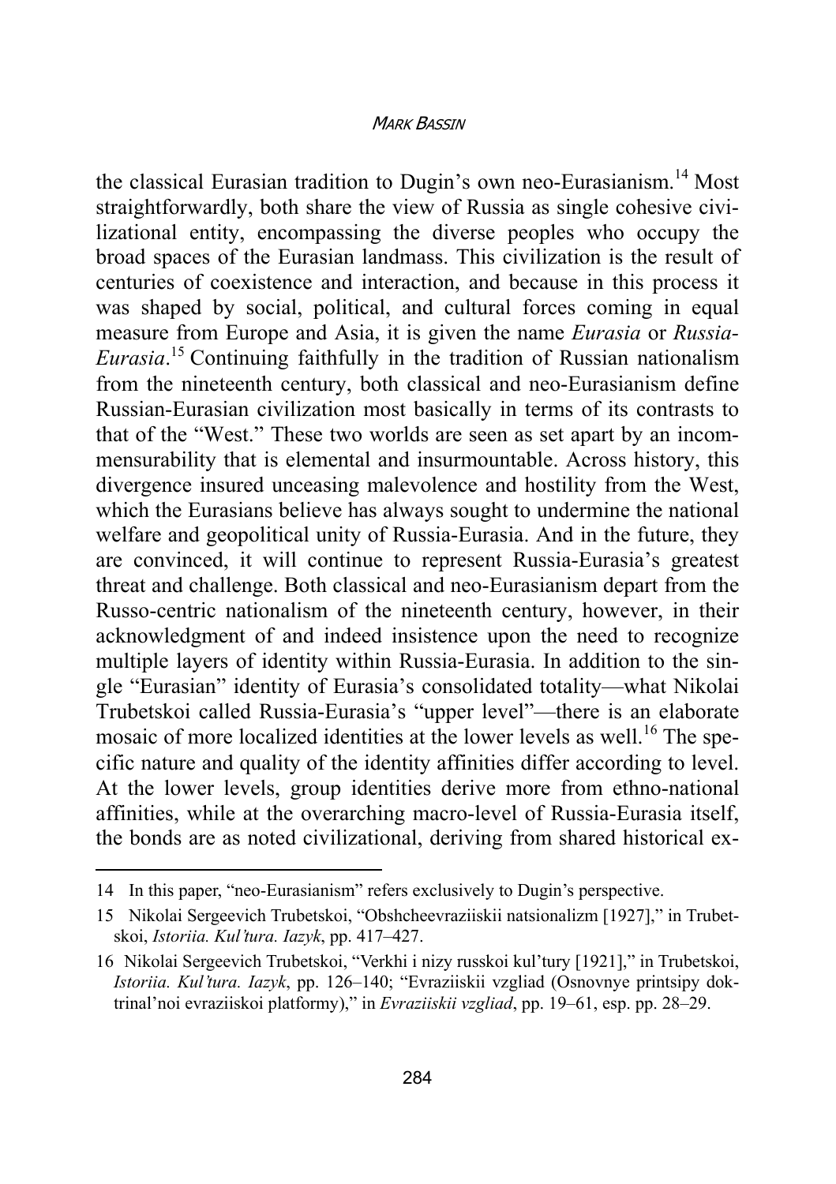the classical Eurasian tradition to Dugin's own neo-Eurasianism.[14] Most straightforwardly, both share the view of Russia as single cohesive civilizational entity, encompassing the diverse peoples who occupy the broad spaces of the Eurasian landmass. This civilization is the result of centuries of coexistence and interaction, and because in this process it was shaped by social, political, and cultural forces coming in equal measure from Europe and Asia, it is given the name *Eurasia* or *Russia-Eurasia*.[15] Continuing faithfully in the tradition of Russian nationalism from the nineteenth century, both classical and neo-Eurasianism define Russian-Eurasian civilization most basically in terms of its contrasts to that of the "West." These two worlds are seen as set apart by an incommensurability that is elemental and insurmountable. Across history, this divergence insured unceasing malevolence and hostility from the West, which the Eurasians believe has always sought to undermine the national welfare and geopolitical unity of Russia-Eurasia. And in the future, they are convinced, it will continue to represent Russia-Eurasia's greatest threat and challenge. Both classical and neo-Eurasianism depart from the Russo-centric nationalism of the nineteenth century, however, in their acknowledgment of and indeed insistence upon the need to recognize multiple layers of identity within Russia-Eurasia. In addition to the single "Eurasian" identity of Eurasia's consolidated totality—what Nikolai Trubetskoi called Russia-Eurasia's "upper level"—there is an elaborate mosaic of more localized identities at the lower levels as well.[16] The specific nature and quality of the identity affinities differ according to level. At the lower levels, group identities derive more from ethno-national affinities, while at the overarching macro-level of Russia-Eurasia itself, the bonds are as noted civilizational, deriving from shared historical ex-

---

14 In this paper, "neo-Eurasianism" refers exclusively to Dugin's perspective.

15 Nikolai Sergeevich Trubetskoi, "Obshcheevraziiskii natsionalizm [1927]," in Trubetskoi, *Istoriia. Kul'tura. Iazyk*, pp. 417–427.

16 Nikolai Sergeevich Trubetskoi, "Verkhi i nizy russkoi kul'tury [1921]," in Trubetskoi, *Istoriia. Kul'tura. Iazyk*, pp. 126–140; "Evraziiskii vzgliad (Osnovnye printsipy doktrinal'noi evraziiskoi platformy)," in *Evraziiskii vzgliad*, pp. 19–61, esp. pp. 28–29.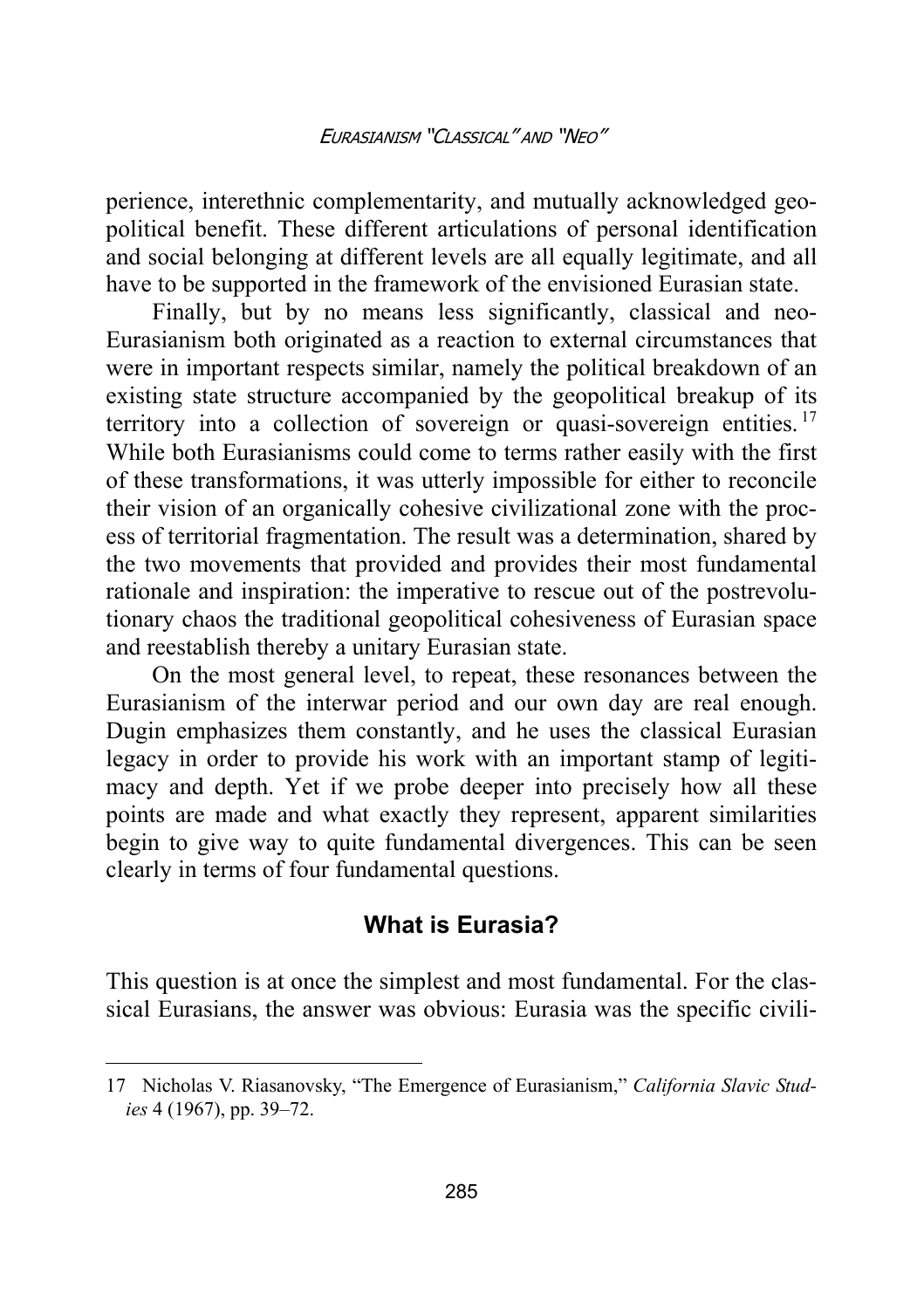perience, interethnic complementarity, and mutually acknowledged geopolitical benefit. These different articulations of personal identification and social belonging at different levels are all equally legitimate, and all have to be supported in the framework of the envisioned Eurasian state.

Finally, but by no means less significantly, classical and neo-Eurasianism both originated as a reaction to external circumstances that were in important respects similar, namely the political breakdown of an existing state structure accompanied by the geopolitical breakup of its territory into a collection of sovereign or quasi-sovereign entities.[17] While both Eurasianisms could come to terms rather easily with the first of these transformations, it was utterly impossible for either to reconcile their vision of an organically cohesive civilizational zone with the process of territorial fragmentation. The result was a determination, shared by the two movements that provided and provides their most fundamental rationale and inspiration: the imperative to rescue out of the postrevolutionary chaos the traditional geopolitical cohesiveness of Eurasian space and reestablish thereby a unitary Eurasian state.

On the most general level, to repeat, these resonances between the Eurasianism of the interwar period and our own day are real enough. Dugin emphasizes them constantly, and he uses the classical Eurasian legacy in order to provide his work with an important stamp of legitimacy and depth. Yet if we probe deeper into precisely how all these points are made and what exactly they represent, apparent similarities begin to give way to quite fundamental divergences. This can be seen clearly in terms of four fundamental questions.

## What is Eurasia?

This question is at once the simplest and most fundamental. For the classical Eurasians, the answer was obvious: Eurasia was the specific civili-

17 Nicholas V. Riasanovsky, "The Emergence of Eurasianism," *California Slavic Studies* 4 (1967), pp. 39–72.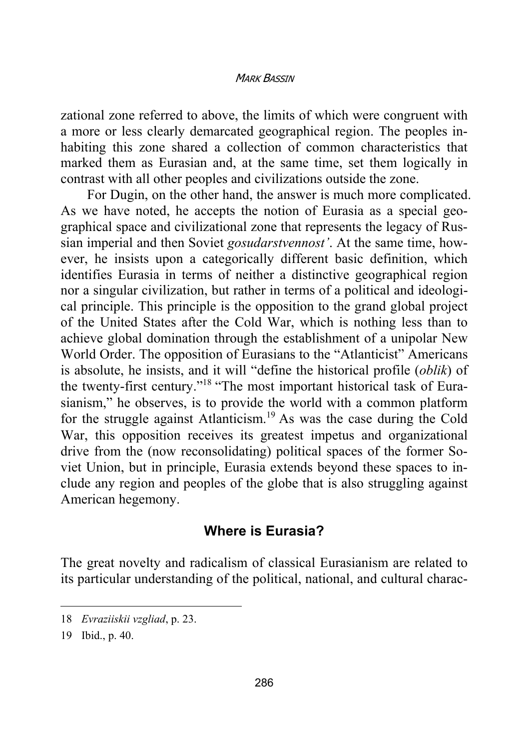zational zone referred to above, the limits of which were congruent with a more or less clearly demarcated geographical region. The peoples inhabiting this zone shared a collection of common characteristics that marked them as Eurasian and, at the same time, set them logically in contrast with all other peoples and civilizations outside the zone.

For Dugin, on the other hand, the answer is much more complicated. As we have noted, he accepts the notion of Eurasia as a special geographical space and civilizational zone that represents the legacy of Russian imperial and then Soviet *gosudarstvennost'*. At the same time, however, he insists upon a categorically different basic definition, which identifies Eurasia in terms of neither a distinctive geographical region nor a singular civilization, but rather in terms of a political and ideological principle. This principle is the opposition to the grand global project of the United States after the Cold War, which is nothing less than to achieve global domination through the establishment of a unipolar New World Order. The opposition of Eurasians to the "Atlanticist" Americans is absolute, he insists, and it will "define the historical profile (*oblik*) of the twenty-first century."[18] "The most important historical task of Eurasianism," he observes, is to provide the world with a common platform for the struggle against Atlanticism.[19] As was the case during the Cold War, this opposition receives its greatest impetus and organizational drive from the (now reconsolidating) political spaces of the former Soviet Union, but in principle, Eurasia extends beyond these spaces to include any region and peoples of the globe that is also struggling against American hegemony.

## Where is Eurasia?

The great novelty and radicalism of classical Eurasianism are related to its particular understanding of the political, national, and cultural charac-

---

18 *Evraziiskii vzgliad*, p. 23.

19 Ibid., p. 40.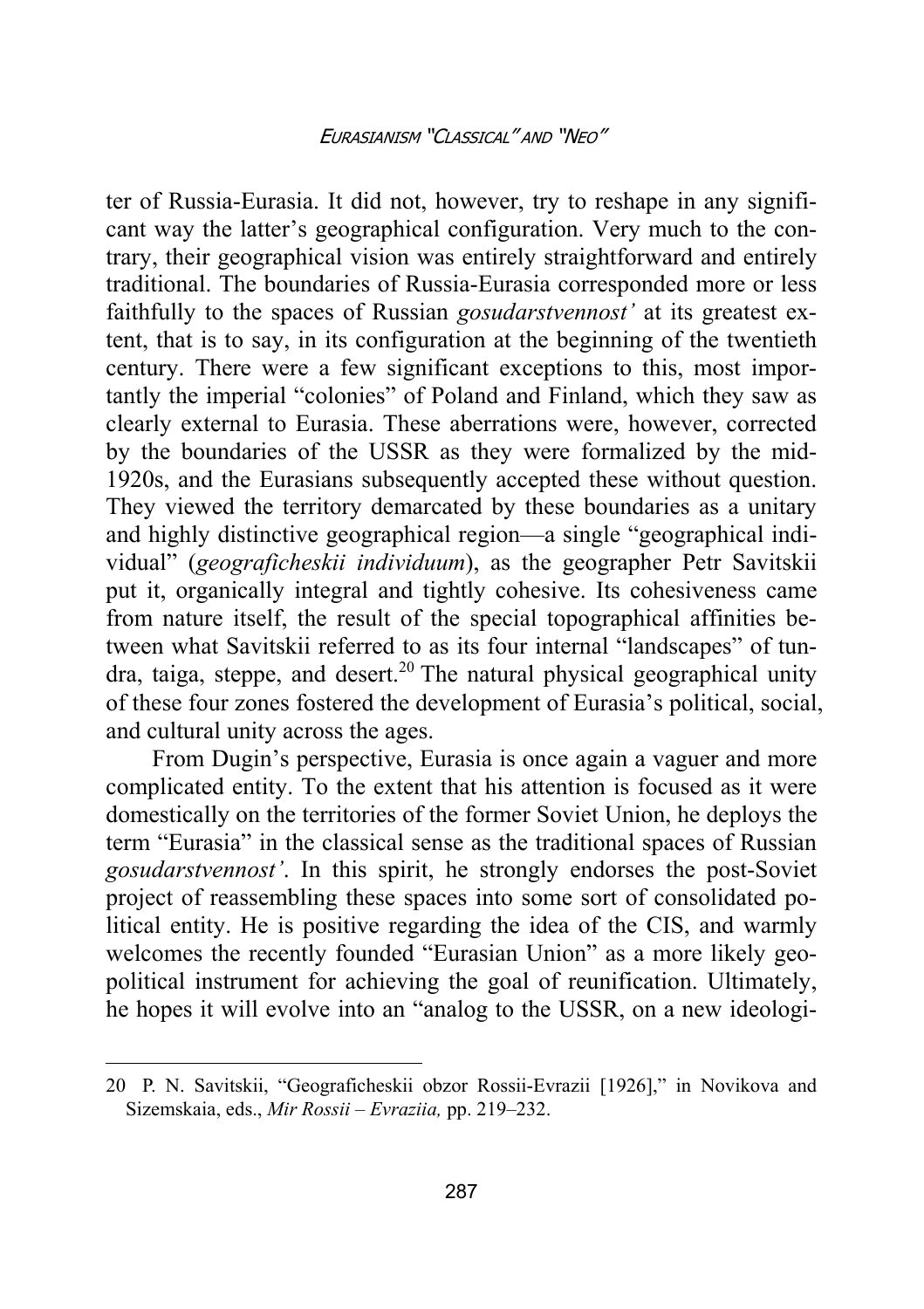ter of Russia-Eurasia. It did not, however, try to reshape in any significant way the latter's geographical configuration. Very much to the contrary, their geographical vision was entirely straightforward and entirely traditional. The boundaries of Russia-Eurasia corresponded more or less faithfully to the spaces of Russian *gosudarstvennost'* at its greatest extent, that is to say, in its configuration at the beginning of the twentieth century. There were a few significant exceptions to this, most importantly the imperial "colonies" of Poland and Finland, which they saw as clearly external to Eurasia. These aberrations were, however, corrected by the boundaries of the USSR as they were formalized by the mid-1920s, and the Eurasians subsequently accepted these without question. They viewed the territory demarcated by these boundaries as a unitary and highly distinctive geographical region—a single "geographical individual" (*geograficheskii individuum*), as the geographer Petr Savitskii put it, organically integral and tightly cohesive. Its cohesiveness came from nature itself, the result of the special topographical affinities between what Savitskii referred to as its four internal "landscapes" of tundra, taiga, steppe, and desert.[20] The natural physical geographical unity of these four zones fostered the development of Eurasia's political, social, and cultural unity across the ages.

From Dugin's perspective, Eurasia is once again a vaguer and more complicated entity. To the extent that his attention is focused as it were domestically on the territories of the former Soviet Union, he deploys the term "Eurasia" in the classical sense as the traditional spaces of Russian *gosudarstvennost'*. In this spirit, he strongly endorses the post-Soviet project of reassembling these spaces into some sort of consolidated political entity. He is positive regarding the idea of the CIS, and warmly welcomes the recently founded "Eurasian Union" as a more likely geopolitical instrument for achieving the goal of reunification. Ultimately, he hopes it will evolve into an "analog to the USSR, on a new ideologi-

---

20 P. N. Savitskii, "Geograficheskii obzor Rossii-Evrazii [1926]," in Novikova and Sizemskaia, eds., *Mir Rossii – Evraziia,* pp. 219–232.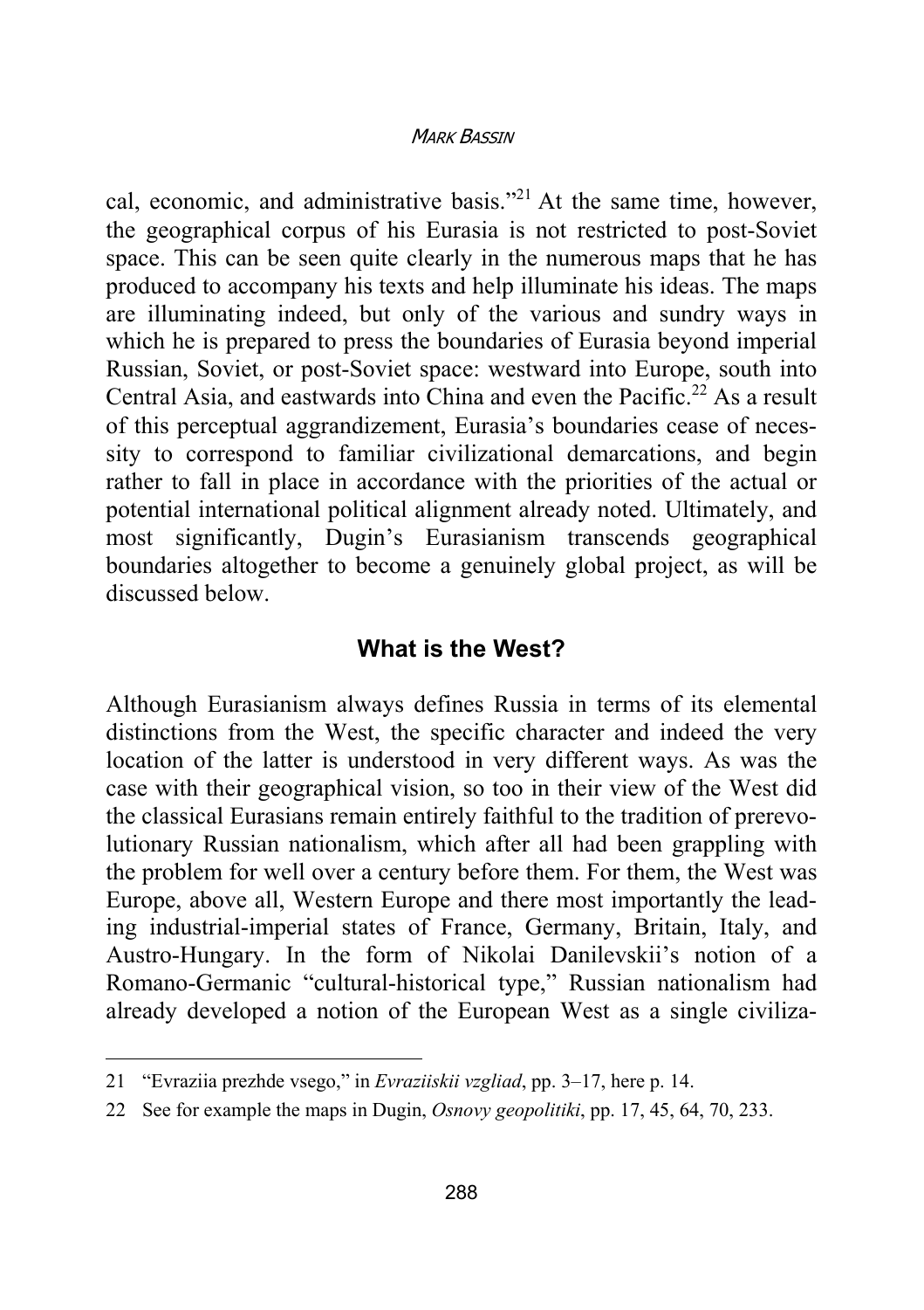cal, economic, and administrative basis."[21] At the same time, however, the geographical corpus of his Eurasia is not restricted to post-Soviet space. This can be seen quite clearly in the numerous maps that he has produced to accompany his texts and help illuminate his ideas. The maps are illuminating indeed, but only of the various and sundry ways in which he is prepared to press the boundaries of Eurasia beyond imperial Russian, Soviet, or post-Soviet space: westward into Europe, south into Central Asia, and eastwards into China and even the Pacific.[22] As a result of this perceptual aggrandizement, Eurasia's boundaries cease of necessity to correspond to familiar civilizational demarcations, and begin rather to fall in place in accordance with the priorities of the actual or potential international political alignment already noted. Ultimately, and most significantly, Dugin's Eurasianism transcends geographical boundaries altogether to become a genuinely global project, as will be discussed below.

## What is the West?

Although Eurasianism always defines Russia in terms of its elemental distinctions from the West, the specific character and indeed the very location of the latter is understood in very different ways. As was the case with their geographical vision, so too in their view of the West did the classical Eurasians remain entirely faithful to the tradition of prerevolutionary Russian nationalism, which after all had been grappling with the problem for well over a century before them. For them, the West was Europe, above all, Western Europe and there most importantly the leading industrial-imperial states of France, Germany, Britain, Italy, and Austro-Hungary. In the form of Nikolai Danilevskii's notion of a Romano-Germanic "cultural-historical type," Russian nationalism had already developed a notion of the European West as a single civiliza-

21 "Evraziia prezhde vsego," in *Evraziiskii vzgliad*, pp. 3–17, here p. 14.

22 See for example the maps in Dugin, *Osnovy geopolitiki*, pp. 17, 45, 64, 70, 233.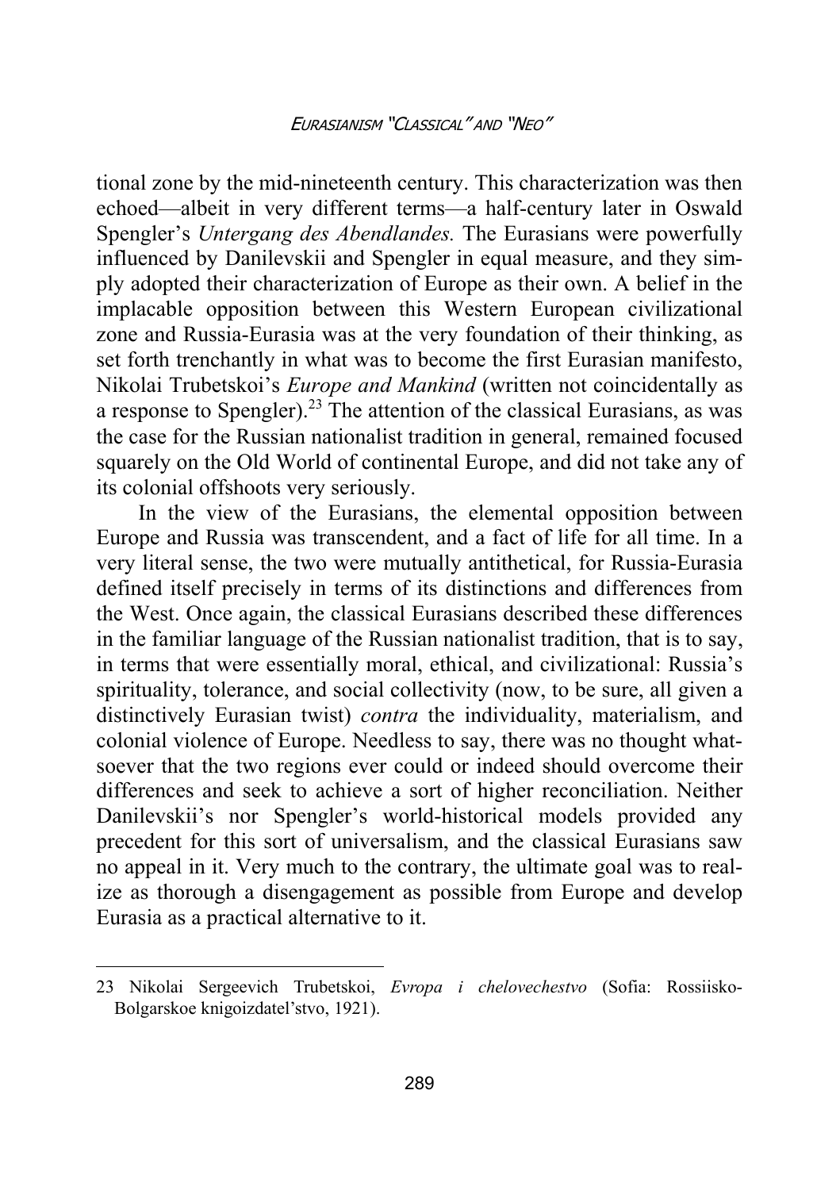tional zone by the mid-nineteenth century. This characterization was then echoed—albeit in very different terms—a half-century later in Oswald Spengler's *Untergang des Abendlandes.* The Eurasians were powerfully influenced by Danilevskii and Spengler in equal measure, and they simply adopted their characterization of Europe as their own. A belief in the implacable opposition between this Western European civilizational zone and Russia-Eurasia was at the very foundation of their thinking, as set forth trenchantly in what was to become the first Eurasian manifesto, Nikolai Trubetskoi's *Europe and Mankind* (written not coincidentally as a response to Spengler).[23] The attention of the classical Eurasians, as was the case for the Russian nationalist tradition in general, remained focused squarely on the Old World of continental Europe, and did not take any of its colonial offshoots very seriously.

In the view of the Eurasians, the elemental opposition between Europe and Russia was transcendent, and a fact of life for all time. In a very literal sense, the two were mutually antithetical, for Russia-Eurasia defined itself precisely in terms of its distinctions and differences from the West. Once again, the classical Eurasians described these differences in the familiar language of the Russian nationalist tradition, that is to say, in terms that were essentially moral, ethical, and civilizational: Russia's spirituality, tolerance, and social collectivity (now, to be sure, all given a distinctively Eurasian twist) *contra* the individuality, materialism, and colonial violence of Europe. Needless to say, there was no thought whatsoever that the two regions ever could or indeed should overcome their differences and seek to achieve a sort of higher reconciliation. Neither Danilevskii's nor Spengler's world-historical models provided any precedent for this sort of universalism, and the classical Eurasians saw no appeal in it. Very much to the contrary, the ultimate goal was to realize as thorough a disengagement as possible from Europe and develop Eurasia as a practical alternative to it.

---

23 Nikolai Sergeevich Trubetskoi, *Evropa i chelovechestvo* (Sofia: Rossiisko-Bolgarskoe knigoizdatel'stvo, 1921).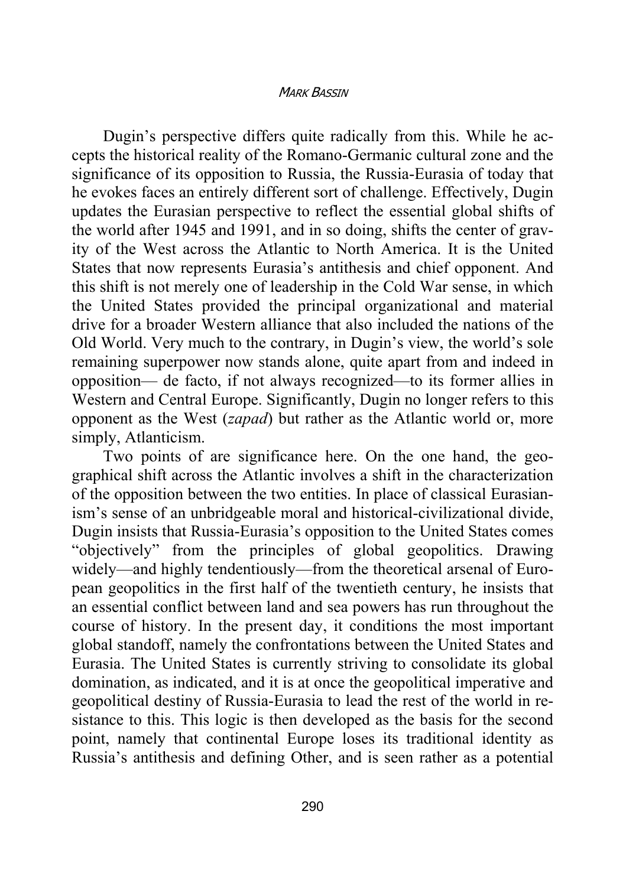Dugin's perspective differs quite radically from this. While he accepts the historical reality of the Romano-Germanic cultural zone and the significance of its opposition to Russia, the Russia-Eurasia of today that he evokes faces an entirely different sort of challenge. Effectively, Dugin updates the Eurasian perspective to reflect the essential global shifts of the world after 1945 and 1991, and in so doing, shifts the center of gravity of the West across the Atlantic to North America. It is the United States that now represents Eurasia's antithesis and chief opponent. And this shift is not merely one of leadership in the Cold War sense, in which the United States provided the principal organizational and material drive for a broader Western alliance that also included the nations of the Old World. Very much to the contrary, in Dugin's view, the world's sole remaining superpower now stands alone, quite apart from and indeed in opposition— de facto, if not always recognized—to its former allies in Western and Central Europe. Significantly, Dugin no longer refers to this opponent as the West (*zapad*) but rather as the Atlantic world or, more simply, Atlanticism.

Two points of are significance here. On the one hand, the geographical shift across the Atlantic involves a shift in the characterization of the opposition between the two entities. In place of classical Eurasianism's sense of an unbridgeable moral and historical-civilizational divide, Dugin insists that Russia-Eurasia's opposition to the United States comes "objectively" from the principles of global geopolitics. Drawing widely—and highly tendentiously—from the theoretical arsenal of European geopolitics in the first half of the twentieth century, he insists that an essential conflict between land and sea powers has run throughout the course of history. In the present day, it conditions the most important global standoff, namely the confrontations between the United States and Eurasia. The United States is currently striving to consolidate its global domination, as indicated, and it is at once the geopolitical imperative and geopolitical destiny of Russia-Eurasia to lead the rest of the world in resistance to this. This logic is then developed as the basis for the second point, namely that continental Europe loses its traditional identity as Russia's antithesis and defining Other, and is seen rather as a potential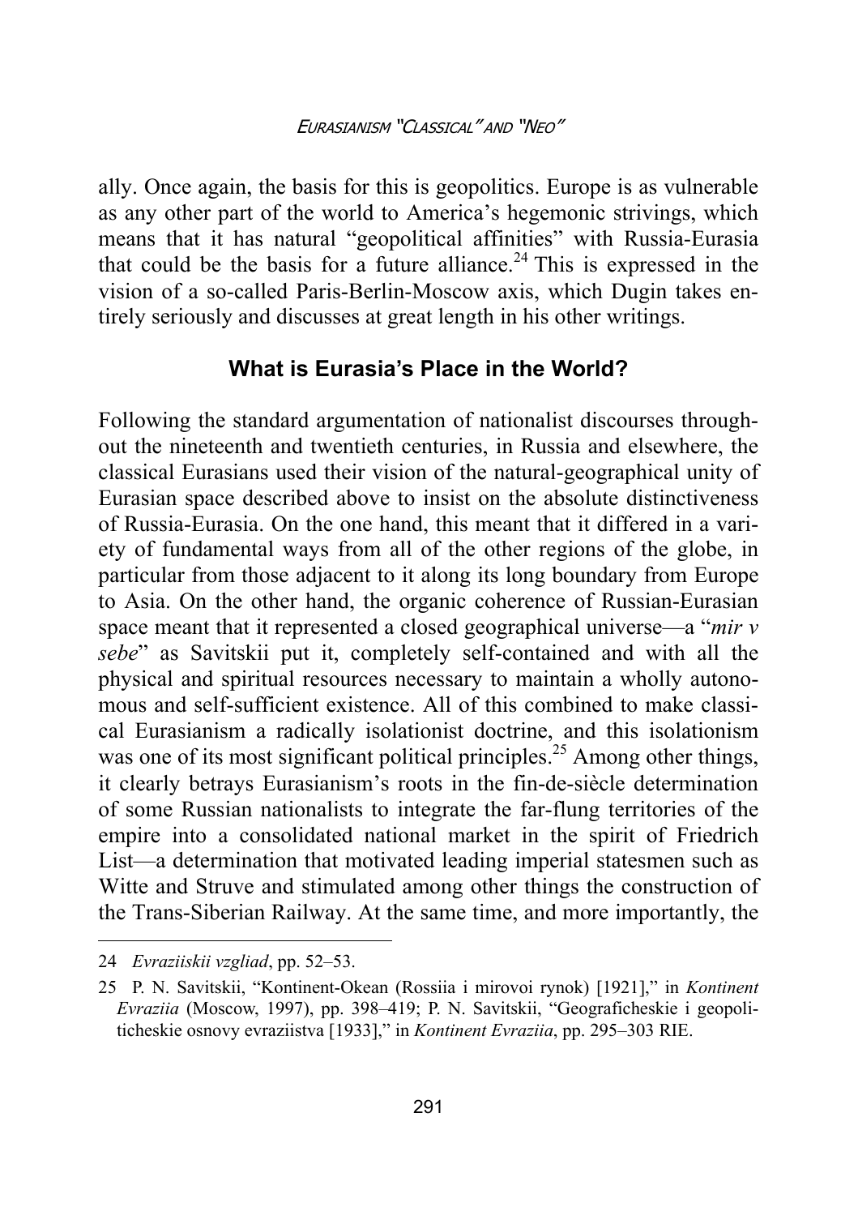ally. Once again, the basis for this is geopolitics. Europe is as vulnerable as any other part of the world to America's hegemonic strivings, which means that it has natural "geopolitical affinities" with Russia-Eurasia that could be the basis for a future alliance.[24] This is expressed in the vision of a so-called Paris-Berlin-Moscow axis, which Dugin takes entirely seriously and discusses at great length in his other writings.

## What is Eurasia's Place in the World?

Following the standard argumentation of nationalist discourses throughout the nineteenth and twentieth centuries, in Russia and elsewhere, the classical Eurasians used their vision of the natural-geographical unity of Eurasian space described above to insist on the absolute distinctiveness of Russia-Eurasia. On the one hand, this meant that it differed in a variety of fundamental ways from all of the other regions of the globe, in particular from those adjacent to it along its long boundary from Europe to Asia. On the other hand, the organic coherence of Russian-Eurasian space meant that it represented a closed geographical universe—a "*mir v sebe*" as Savitskii put it, completely self-contained and with all the physical and spiritual resources necessary to maintain a wholly autonomous and self-sufficient existence. All of this combined to make classical Eurasianism a radically isolationist doctrine, and this isolationism was one of its most significant political principles.[25] Among other things, it clearly betrays Eurasianism's roots in the fin-de-siècle determination of some Russian nationalists to integrate the far-flung territories of the empire into a consolidated national market in the spirit of Friedrich List—a determination that motivated leading imperial statesmen such as Witte and Struve and stimulated among other things the construction of the Trans-Siberian Railway. At the same time, and more importantly, the

---

24 *Evraziiskii vzgliad*, pp. 52–53.

25 P. N. Savitskii, "Kontinent-Okean (Rossiia i mirovoi rynok) [1921]," in *Kontinent Evraziia* (Moscow, 1997), pp. 398–419; P. N. Savitskii, "Geograficheskie i geopoliticheskie osnovy evraziistva [1933]," in *Kontinent Evraziia*, pp. 295–303 RIE.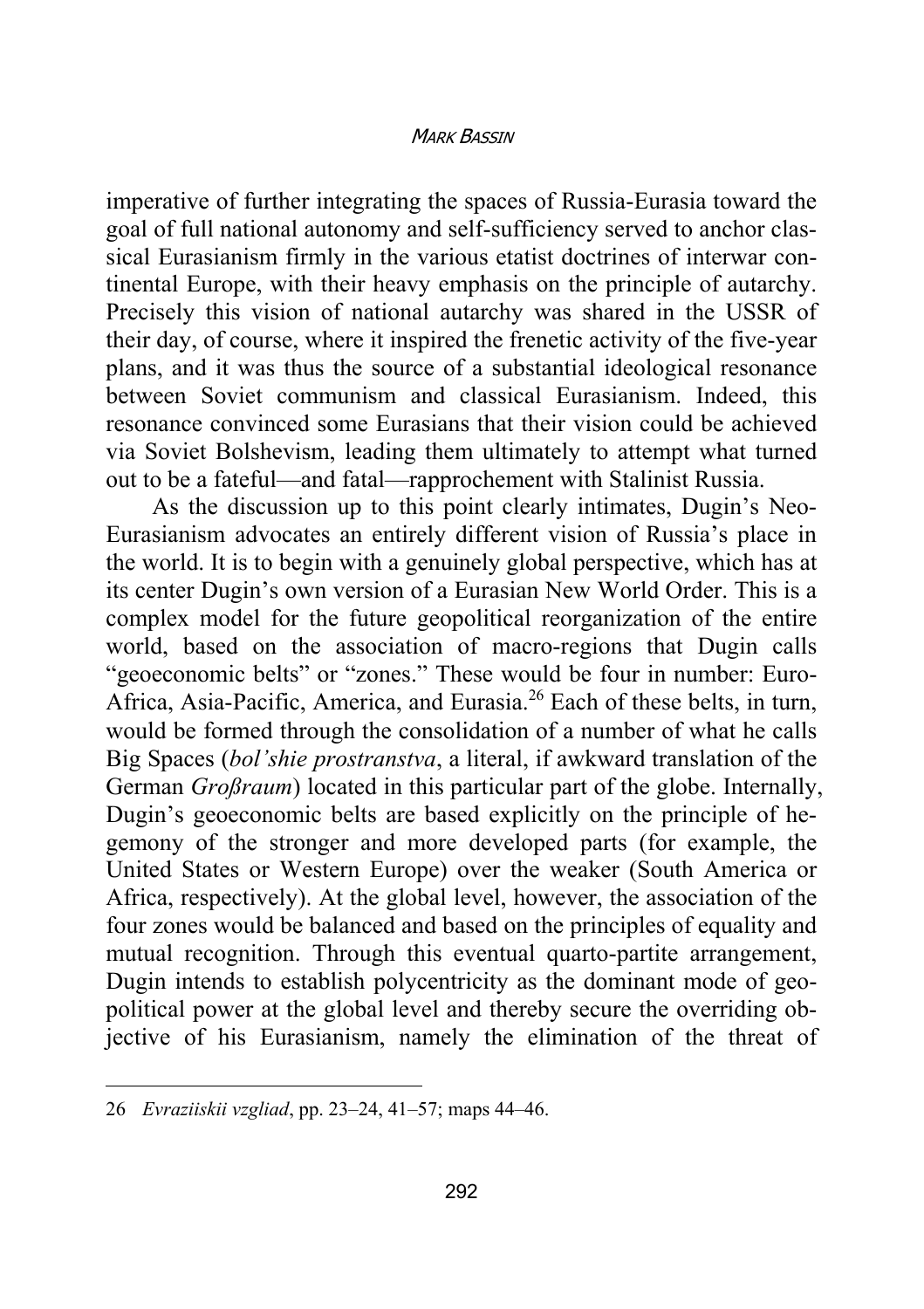imperative of further integrating the spaces of Russia-Eurasia toward the goal of full national autonomy and self-sufficiency served to anchor classical Eurasianism firmly in the various etatist doctrines of interwar continental Europe, with their heavy emphasis on the principle of autarchy. Precisely this vision of national autarchy was shared in the USSR of their day, of course, where it inspired the frenetic activity of the five-year plans, and it was thus the source of a substantial ideological resonance between Soviet communism and classical Eurasianism. Indeed, this resonance convinced some Eurasians that their vision could be achieved via Soviet Bolshevism, leading them ultimately to attempt what turned out to be a fateful—and fatal—rapprochement with Stalinist Russia.

As the discussion up to this point clearly intimates, Dugin's Neo-Eurasianism advocates an entirely different vision of Russia's place in the world. It is to begin with a genuinely global perspective, which has at its center Dugin's own version of a Eurasian New World Order. This is a complex model for the future geopolitical reorganization of the entire world, based on the association of macro-regions that Dugin calls "geoeconomic belts" or "zones." These would be four in number: Euro-Africa, Asia-Pacific, America, and Eurasia.[26] Each of these belts, in turn, would be formed through the consolidation of a number of what he calls Big Spaces (*bol'shie prostranstva*, a literal, if awkward translation of the German *Großraum*) located in this particular part of the globe. Internally, Dugin's geoeconomic belts are based explicitly on the principle of hegemony of the stronger and more developed parts (for example, the United States or Western Europe) over the weaker (South America or Africa, respectively). At the global level, however, the association of the four zones would be balanced and based on the principles of equality and mutual recognition. Through this eventual quarto-partite arrangement, Dugin intends to establish polycentricity as the dominant mode of geopolitical power at the global level and thereby secure the overriding objective of his Eurasianism, namely the elimination of the threat of

---

26 *Evraziiskii vzgliad*, pp. 23–24, 41–57; maps 44–46.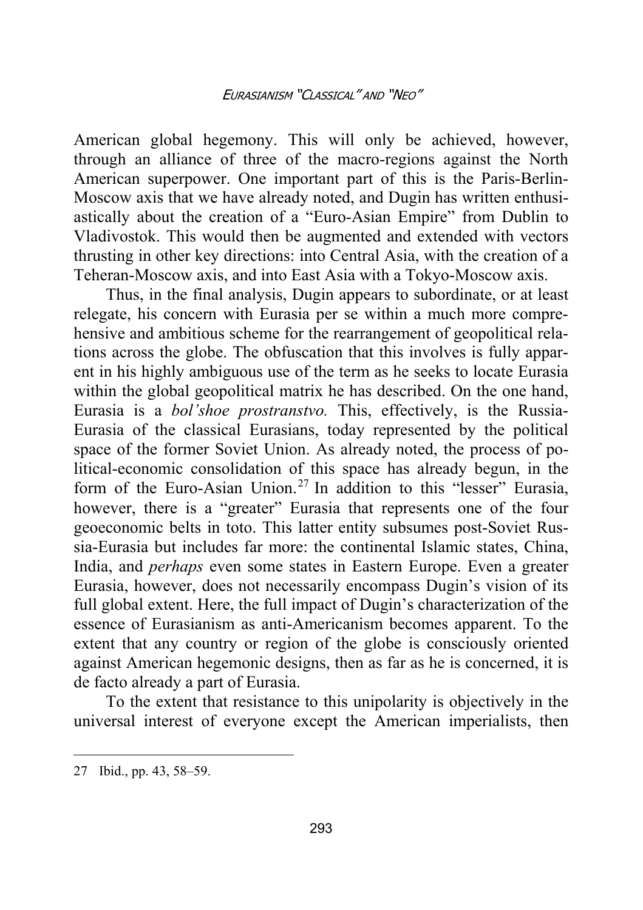American global hegemony. This will only be achieved, however, through an alliance of three of the macro-regions against the North American superpower. One important part of this is the Paris-Berlin-Moscow axis that we have already noted, and Dugin has written enthusiastically about the creation of a "Euro-Asian Empire" from Dublin to Vladivostok. This would then be augmented and extended with vectors thrusting in other key directions: into Central Asia, with the creation of a Teheran-Moscow axis, and into East Asia with a Tokyo-Moscow axis.

Thus, in the final analysis, Dugin appears to subordinate, or at least relegate, his concern with Eurasia per se within a much more comprehensive and ambitious scheme for the rearrangement of geopolitical relations across the globe. The obfuscation that this involves is fully apparent in his highly ambiguous use of the term as he seeks to locate Eurasia within the global geopolitical matrix he has described. On the one hand, Eurasia is a *bol'shoe prostranstvo.* This, effectively, is the Russia-Eurasia of the classical Eurasians, today represented by the political space of the former Soviet Union. As already noted, the process of political-economic consolidation of this space has already begun, in the form of the Euro-Asian Union.[27] In addition to this "lesser" Eurasia, however, there is a "greater" Eurasia that represents one of the four geoeconomic belts in toto. This latter entity subsumes post-Soviet Russia-Eurasia but includes far more: the continental Islamic states, China, India, and *perhaps* even some states in Eastern Europe. Even a greater Eurasia, however, does not necessarily encompass Dugin's vision of its full global extent. Here, the full impact of Dugin's characterization of the essence of Eurasianism as anti-Americanism becomes apparent. To the extent that any country or region of the globe is consciously oriented against American hegemonic designs, then as far as he is concerned, it is de facto already a part of Eurasia.

To the extent that resistance to this unipolarity is objectively in the universal interest of everyone except the American imperialists, then

---

27 Ibid., pp. 43, 58–59.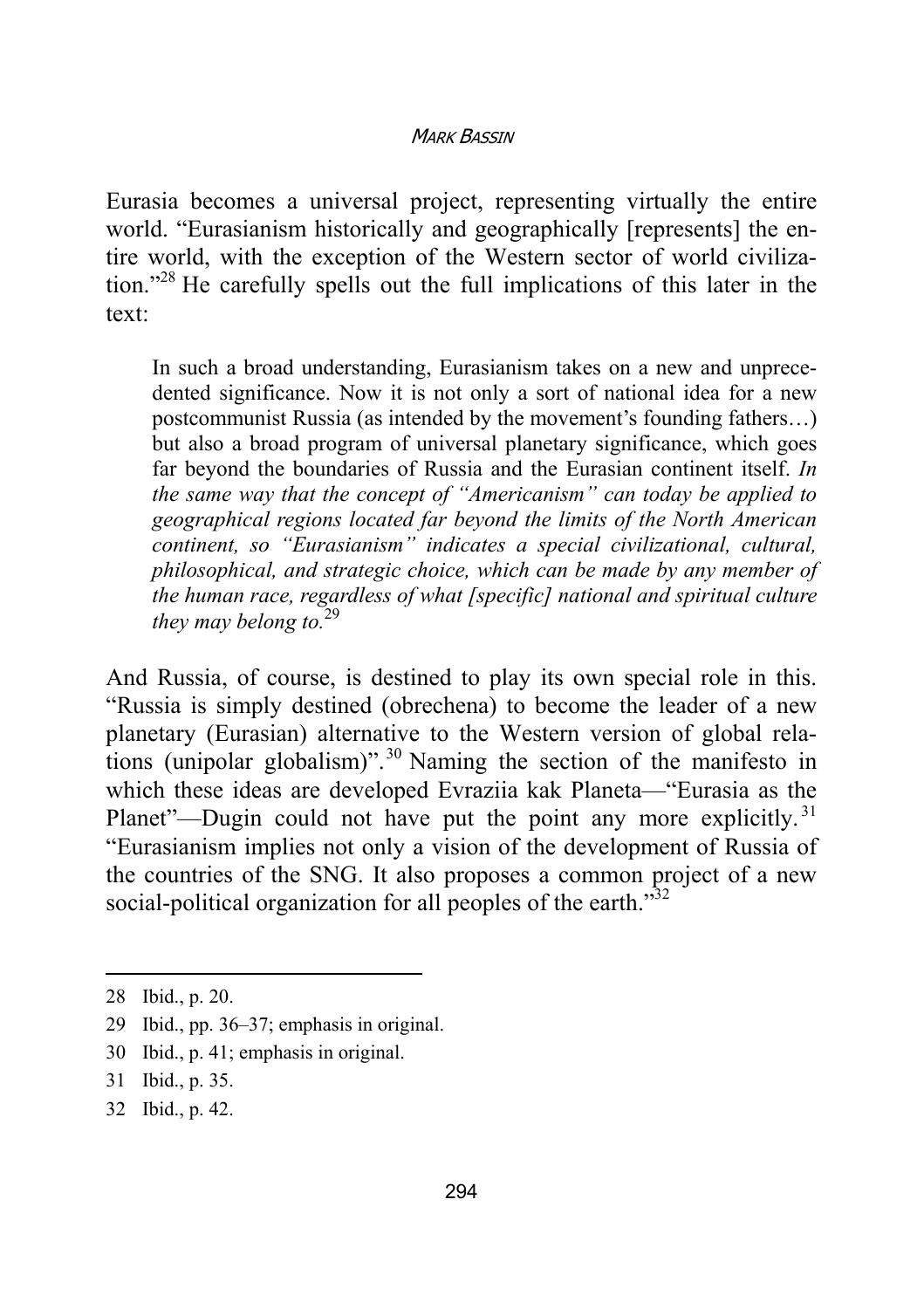Eurasia becomes a universal project, representing virtually the entire world. "Eurasianism historically and geographically [represents] the entire world, with the exception of the Western sector of world civilization."[28] He carefully spells out the full implications of this later in the text:

> In such a broad understanding, Eurasianism takes on a new and unprecedented significance. Now it is not only a sort of national idea for a new postcommunist Russia (as intended by the movement's founding fathers…) but also a broad program of universal planetary significance, which goes far beyond the boundaries of Russia and the Eurasian continent itself. *In the same way that the concept of "Americanism" can today be applied to geographical regions located far beyond the limits of the North American continent, so "Eurasianism" indicates a special civilizational, cultural, philosophical, and strategic choice, which can be made by any member of the human race, regardless of what [specific] national and spiritual culture they may belong to.*[29]

And Russia, of course, is destined to play its own special role in this. "Russia is simply destined (obrechena) to become the leader of a new planetary (Eurasian) alternative to the Western version of global relations (unipolar globalism)".[30] Naming the section of the manifesto in which these ideas are developed Evraziia kak Planeta—"Eurasia as the Planet"—Dugin could not have put the point any more explicitly.[31] "Eurasianism implies not only a vision of the development of Russia of the countries of the SNG. It also proposes a common project of a new social-political organization for all peoples of the earth."[32]

---

28 Ibid., p. 20.

29 Ibid., pp. 36–37; emphasis in original.

30 Ibid., p. 41; emphasis in original.

31 Ibid., p. 35.

32 Ibid., p. 42.